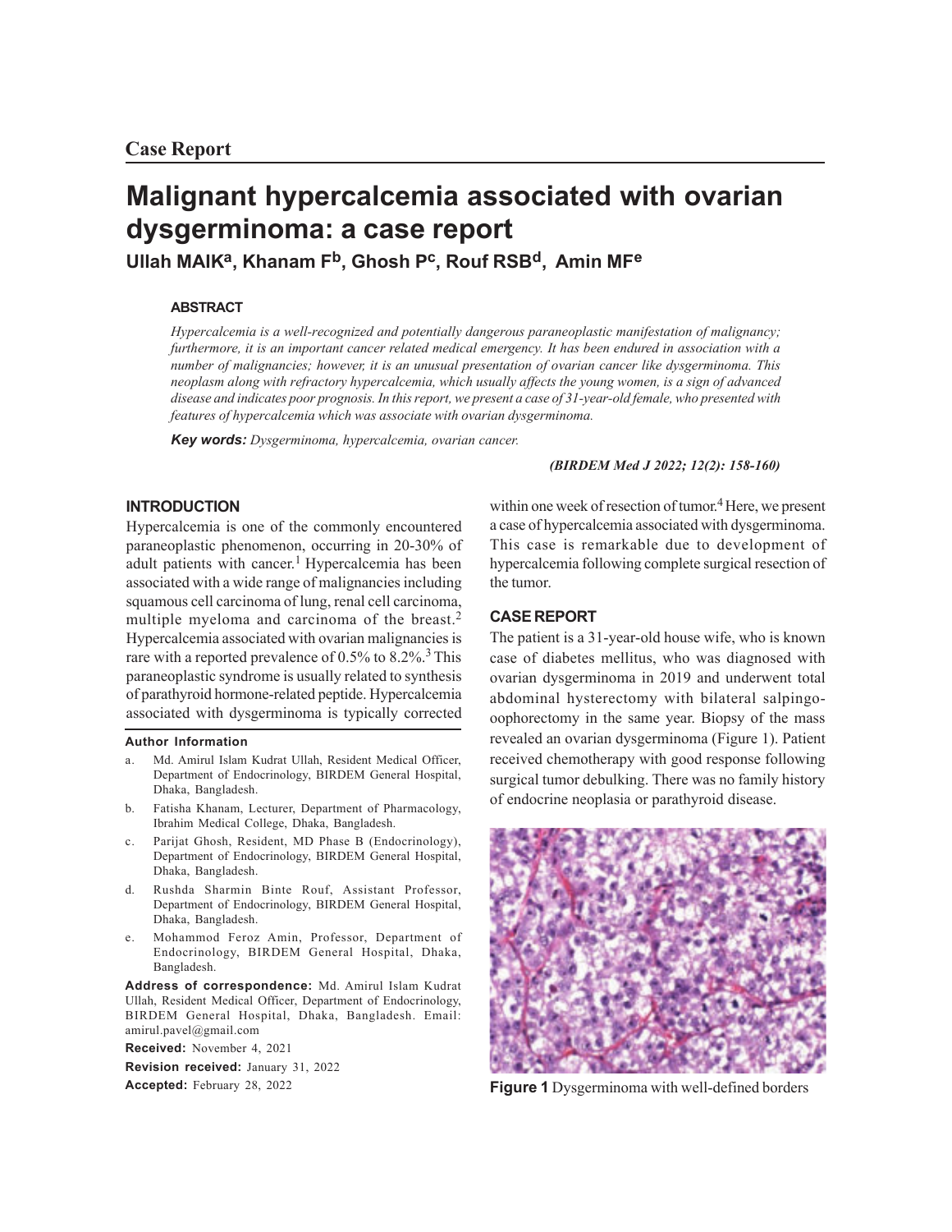**Case Report**

# Malignant hypercalcemia associated with ovarian dysgerminoma: a case report

**Ullah MAIK[a], Khanam F[b], Ghosh P[c], Rouf RSB[d], Amin MF[e]**

## ABSTRACT

*Hypercalcemia is a well-recognized and potentially dangerous paraneoplastic manifestation of malignancy; furthermore, it is an important cancer related medical emergency. It has been endured in association with a number of malignancies; however, it is an unusual presentation of ovarian cancer like dysgerminoma. This neoplasm along with refractory hypercalcemia, which usually affects the young women, is a sign of advanced disease and indicates poor prognosis. In this report, we present a case of 31-year-old female, who presented with features of hypercalcemia which was associate with ovarian dysgerminoma.*

***Key words:*** *Dysgerminoma, hypercalcemia, ovarian cancer.*

## INTRODUCTION

Hypercalcemia is one of the commonly encountered paraneoplastic phenomenon, occurring in 20-30% of adult patients with cancer.[1] Hypercalcemia has been associated with a wide range of malignancies including squamous cell carcinoma of lung, renal cell carcinoma, multiple myeloma and carcinoma of the breast.[2] Hypercalcemia associated with ovarian malignancies is rare with a reported prevalence of 0.5% to 8.2%.[3] This paraneoplastic syndrome is usually related to synthesis of parathyroid hormone-related peptide. Hypercalcemia associated with dysgerminoma is typically corrected within one week of resection of tumor.[4] Here, we present a case of hypercalcemia associated with dysgerminoma. This case is remarkable due to development of hypercalcemia following complete surgical resection of the tumor.

## CASE REPORT

The patient is a 31-year-old house wife, who is known case of diabetes mellitus, who was diagnosed with ovarian dysgerminoma in 2019 and underwent total abdominal hysterectomy with bilateral salpingo-oophorectomy in the same year. Biopsy of the mass revealed an ovarian dysgerminoma (Figure 1). Patient received chemotherapy with good response following surgical tumor debulking. There was no family history of endocrine neoplasia or parathyroid disease.

**Figure 1** Dysgerminoma with well-defined borders

---

**Author Information**

a. Md. Amirul Islam Kudrat Ullah, Resident Medical Officer, Department of Endocrinology, BIRDEM General Hospital, Dhaka, Bangladesh.

b. Fatisha Khanam, Lecturer, Department of Pharmacology, Ibrahim Medical College, Dhaka, Bangladesh.

c. Parijat Ghosh, Resident, MD Phase B (Endocrinology), Department of Endocrinology, BIRDEM General Hospital, Dhaka, Bangladesh.

d. Rushda Sharmin Binte Rouf, Assistant Professor, Department of Endocrinology, BIRDEM General Hospital, Dhaka, Bangladesh.

e. Mohammod Feroz Amin, Professor, Department of Endocrinology, BIRDEM General Hospital, Dhaka, Bangladesh.

**Address of correspondence:** Md. Amirul Islam Kudrat Ullah, Resident Medical Officer, Department of Endocrinology, BIRDEM General Hospital, Dhaka, Bangladesh. Email: amirul.pavel@gmail.com

**Received:** November 4, 2021

**Revision received:** January 31, 2022

**Accepted:** February 28, 2022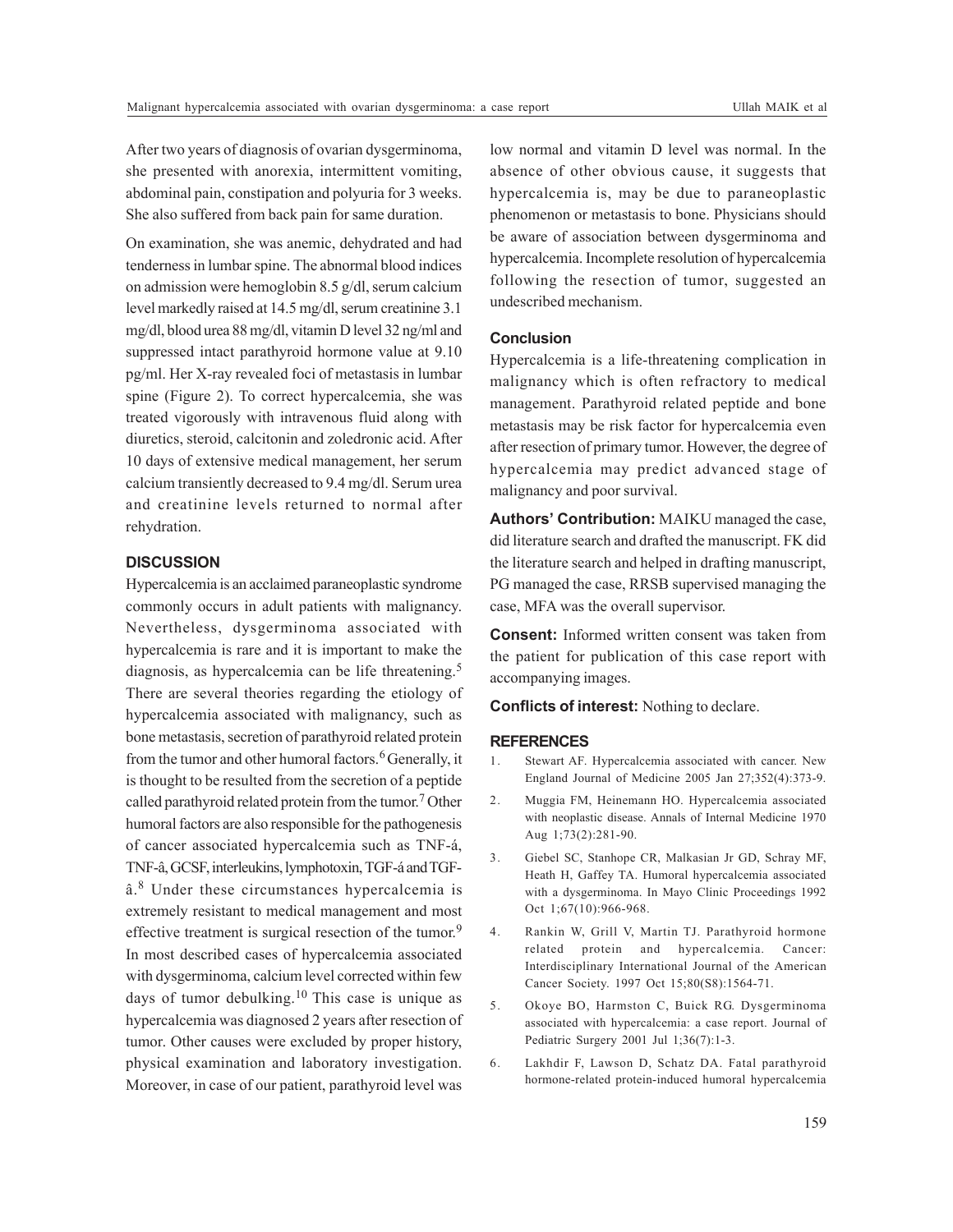After two years of diagnosis of ovarian dysgerminoma, she presented with anorexia, intermittent vomiting, abdominal pain, constipation and polyuria for 3 weeks. She also suffered from back pain for same duration.

On examination, she was anemic, dehydrated and had tenderness in lumbar spine. The abnormal blood indices on admission were hemoglobin 8.5 g/dl, serum calcium level markedly raised at 14.5 mg/dl, serum creatinine 3.1 mg/dl, blood urea 88 mg/dl, vitamin D level 32 ng/ml and suppressed intact parathyroid hormone value at 9.10 pg/ml. Her X-ray revealed foci of metastasis in lumbar spine (Figure 2). To correct hypercalcemia, she was treated vigorously with intravenous fluid along with diuretics, steroid, calcitonin and zoledronic acid. After 10 days of extensive medical management, her serum calcium transiently decreased to 9.4 mg/dl. Serum urea and creatinine levels returned to normal after rehydration.

## DISCUSSION

Hypercalcemia is an acclaimed paraneoplastic syndrome commonly occurs in adult patients with malignancy. Nevertheless, dysgerminoma associated with hypercalcemia is rare and it is important to make the diagnosis, as hypercalcemia can be life threatening.[5] There are several theories regarding the etiology of hypercalcemia associated with malignancy, such as bone metastasis, secretion of parathyroid related protein from the tumor and other humoral factors.[6] Generally, it is thought to be resulted from the secretion of a peptide called parathyroid related protein from the tumor.[7] Other humoral factors are also responsible for the pathogenesis of cancer associated hypercalcemia such as TNF-á, TNF-â, GCSF, interleukins, lymphotoxin, TGF-á and TGF-â.[8] Under these circumstances hypercalcemia is extremely resistant to medical management and most effective treatment is surgical resection of the tumor.[9] In most described cases of hypercalcemia associated with dysgerminoma, calcium level corrected within few days of tumor debulking.[10] This case is unique as hypercalcemia was diagnosed 2 years after resection of tumor. Other causes were excluded by proper history, physical examination and laboratory investigation. Moreover, in case of our patient, parathyroid level was low normal and vitamin D level was normal. In the absence of other obvious cause, it suggests that hypercalcemia is, may be due to paraneoplastic phenomenon or metastasis to bone. Physicians should be aware of association between dysgerminoma and hypercalcemia. Incomplete resolution of hypercalcemia following the resection of tumor, suggested an undescribed mechanism.

### Conclusion

Hypercalcemia is a life-threatening complication in malignancy which is often refractory to medical management. Parathyroid related peptide and bone metastasis may be risk factor for hypercalcemia even after resection of primary tumor. However, the degree of hypercalcemia may predict advanced stage of malignancy and poor survival.

**Authors' Contribution:** MAIKU managed the case, did literature search and drafted the manuscript. FK did the literature search and helped in drafting manuscript, PG managed the case, RRSB supervised managing the case, MFA was the overall supervisor.

**Consent:** Informed written consent was taken from the patient for publication of this case report with accompanying images.

**Conflicts of interest:** Nothing to declare.

## REFERENCES

1. Stewart AF. Hypercalcemia associated with cancer. New England Journal of Medicine 2005 Jan 27;352(4):373-9.
2. Muggia FM, Heinemann HO. Hypercalcemia associated with neoplastic disease. Annals of Internal Medicine 1970 Aug 1;73(2):281-90.
3. Giebel SC, Stanhope CR, Malkasian Jr GD, Schray MF, Heath H, Gaffey TA. Humoral hypercalcemia associated with a dysgerminoma. In Mayo Clinic Proceedings 1992 Oct 1;67(10):966-968.
4. Rankin W, Grill V, Martin TJ. Parathyroid hormone related protein and hypercalcemia. Cancer: Interdisciplinary International Journal of the American Cancer Society. 1997 Oct 15;80(S8):1564-71.
5. Okoye BO, Harmston C, Buick RG. Dysgerminoma associated with hypercalcemia: a case report. Journal of Pediatric Surgery 2001 Jul 1;36(7):1-3.
6. Lakhdir F, Lawson D, Schatz DA. Fatal parathyroid hormone-related protein-induced humoral hypercalcemia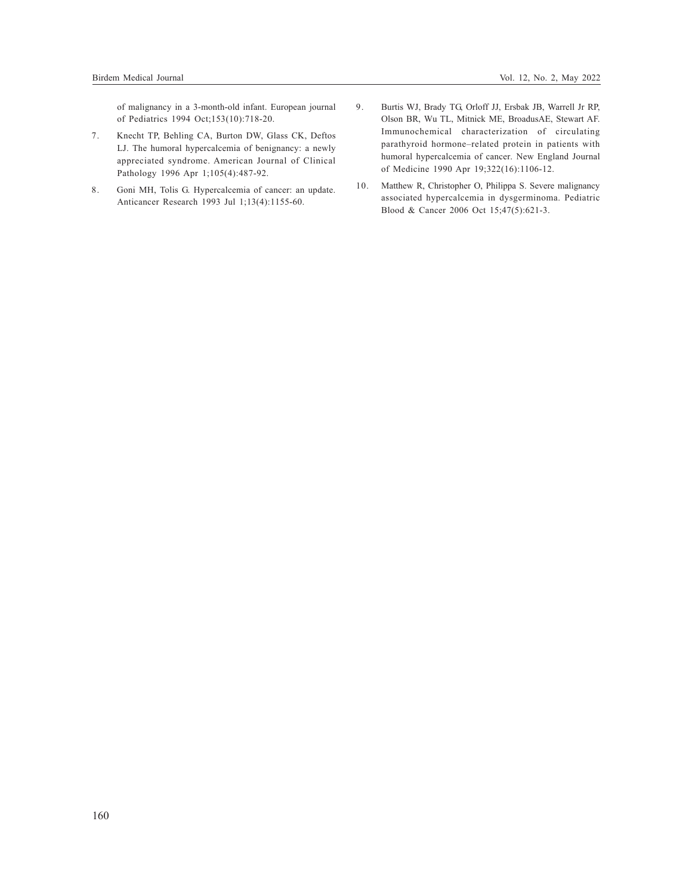of malignancy in a 3-month-old infant. European journal of Pediatrics 1994 Oct;153(10):718-20.

7. Knecht TP, Behling CA, Burton DW, Glass CK, Deftos LJ. The humoral hypercalcemia of benignancy: a newly appreciated syndrome. American Journal of Clinical Pathology 1996 Apr 1;105(4):487-92.

8. Goni MH, Tolis G. Hypercalcemia of cancer: an update. Anticancer Research 1993 Jul 1;13(4):1155-60.

9. Burtis WJ, Brady TG, Orloff JJ, Ersbak JB, Warrell Jr RP, Olson BR, Wu TL, Mitnick ME, BroadusAE, Stewart AF. Immunochemical characterization of circulating parathyroid hormone–related protein in patients with humoral hypercalcemia of cancer. New England Journal of Medicine 1990 Apr 19;322(16):1106-12.

10. Matthew R, Christopher O, Philippa S. Severe malignancy associated hypercalcemia in dysgerminoma. Pediatric Blood & Cancer 2006 Oct 15;47(5):621-3.